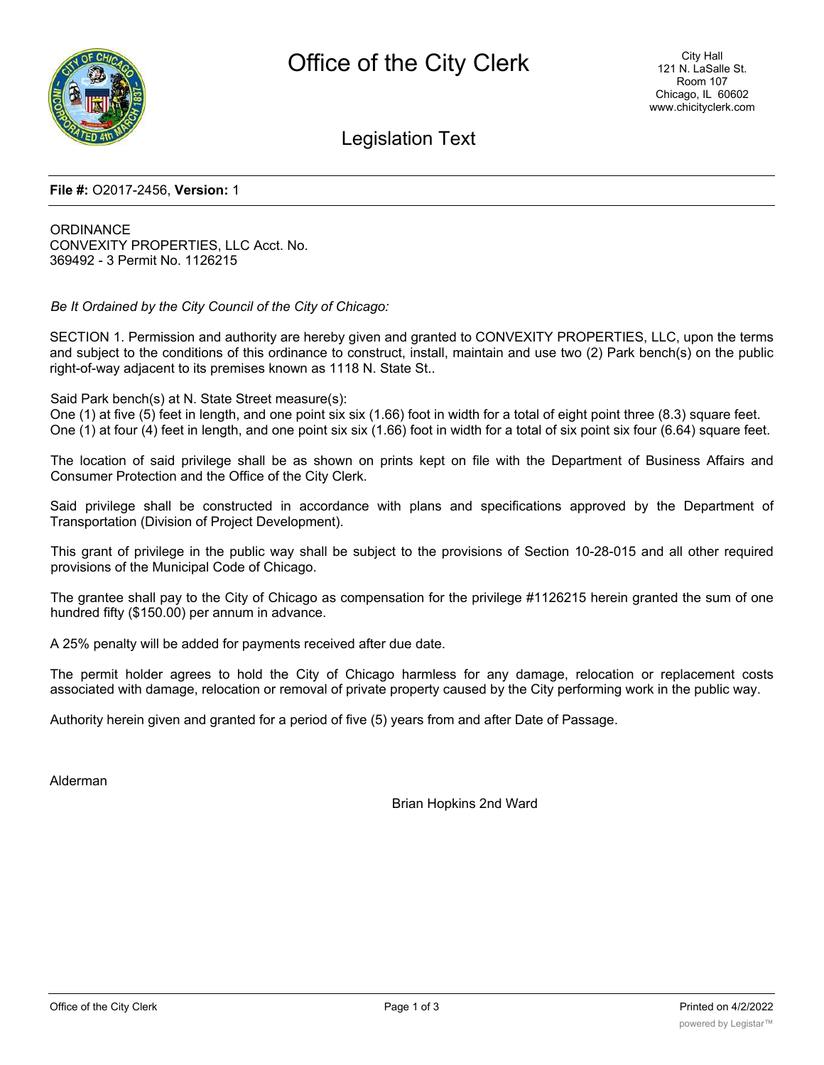# Office of the City Clerk

City Hall
121 N. LaSalle St.
Room 107
Chicago, IL 60602
www.chicityclerk.com

## Legislation Text

**File #:** O2017-2456, **Version:** 1

ORDINANCE
CONVEXITY PROPERTIES, LLC Acct. No.
369492 - 3 Permit No. 1126215

*Be It Ordained by the City Council of the City of Chicago:*

SECTION 1. Permission and authority are hereby given and granted to CONVEXITY PROPERTIES, LLC, upon the terms and subject to the conditions of this ordinance to construct, install, maintain and use two (2) Park bench(s) on the public right-of-way adjacent to its premises known as 1118 N. State St..

Said Park bench(s) at N. State Street measure(s):
One (1) at five (5) feet in length, and one point six six (1.66) foot in width for a total of eight point three (8.3) square feet.
One (1) at four (4) feet in length, and one point six six (1.66) foot in width for a total of six point six four (6.64) square feet.

The location of said privilege shall be as shown on prints kept on file with the Department of Business Affairs and Consumer Protection and the Office of the City Clerk.

Said privilege shall be constructed in accordance with plans and specifications approved by the Department of Transportation (Division of Project Development).

This grant of privilege in the public way shall be subject to the provisions of Section 10-28-015 and all other required provisions of the Municipal Code of Chicago.

The grantee shall pay to the City of Chicago as compensation for the privilege #1126215 herein granted the sum of one hundred fifty ($150.00) per annum in advance.

A 25% penalty will be added for payments received after due date.

The permit holder agrees to hold the City of Chicago harmless for any damage, relocation or replacement costs associated with damage, relocation or removal of private property caused by the City performing work in the public way.

Authority herein given and granted for a period of five (5) years from and after Date of Passage.

Alderman

Brian Hopkins 2nd Ward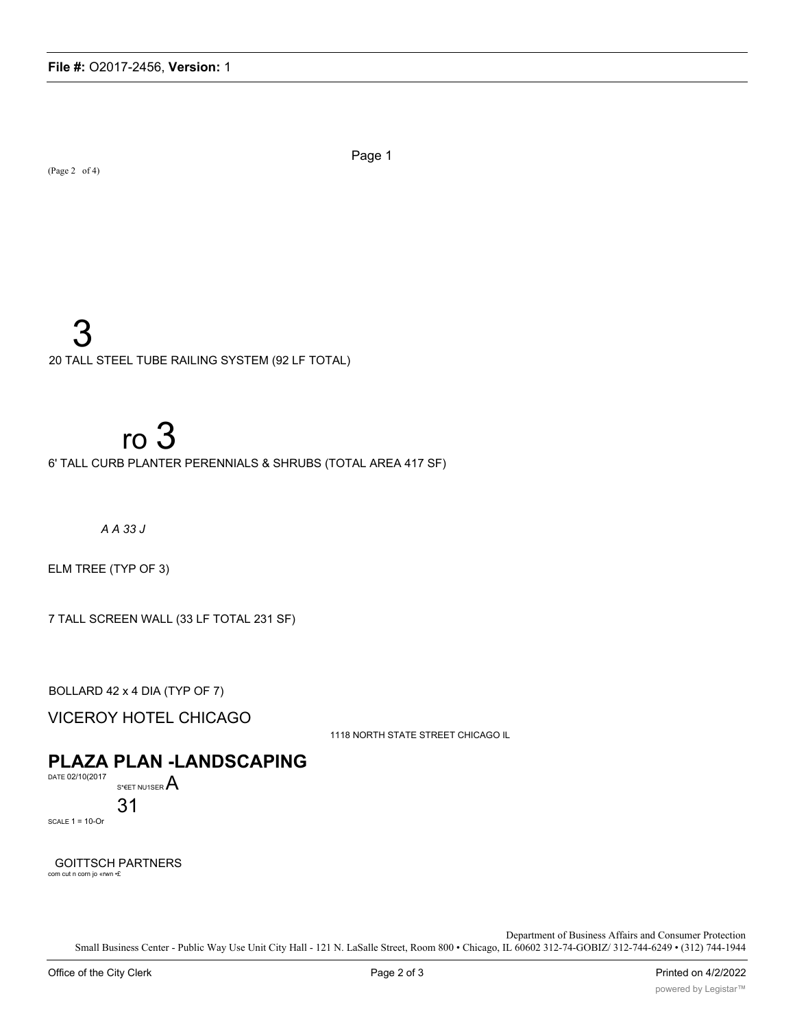Page 1

(Page 2 of 4)

3

20 TALL STEEL TUBE RAILING SYSTEM (92 LF TOTAL)

ro 3

6' TALL CURB PLANTER PERENNIALS & SHRUBS (TOTAL AREA 417 SF)

*A A 33 J*

ELM TREE (TYP OF 3)

7 TALL SCREEN WALL (33 LF TOTAL 231 SF)

BOLLARD 42 x 4 DIA (TYP OF 7)

VICEROY HOTEL CHICAGO

1118 NORTH STATE STREET CHICAGO IL

## PLAZA PLAN -LANDSCAPING

DATE 02/10(2017

S*€ET NU1SER A

31

SCALE 1 = 10-Or

GOITTSCH PARTNERS

com cut n corn jo «rwn •£

Department of Business Affairs and Consumer Protection

Small Business Center - Public Way Use Unit City Hall - 121 N. LaSalle Street, Room 800 • Chicago, IL 60602 312-74-GOBIZ/ 312-744-6249 • (312) 744-1944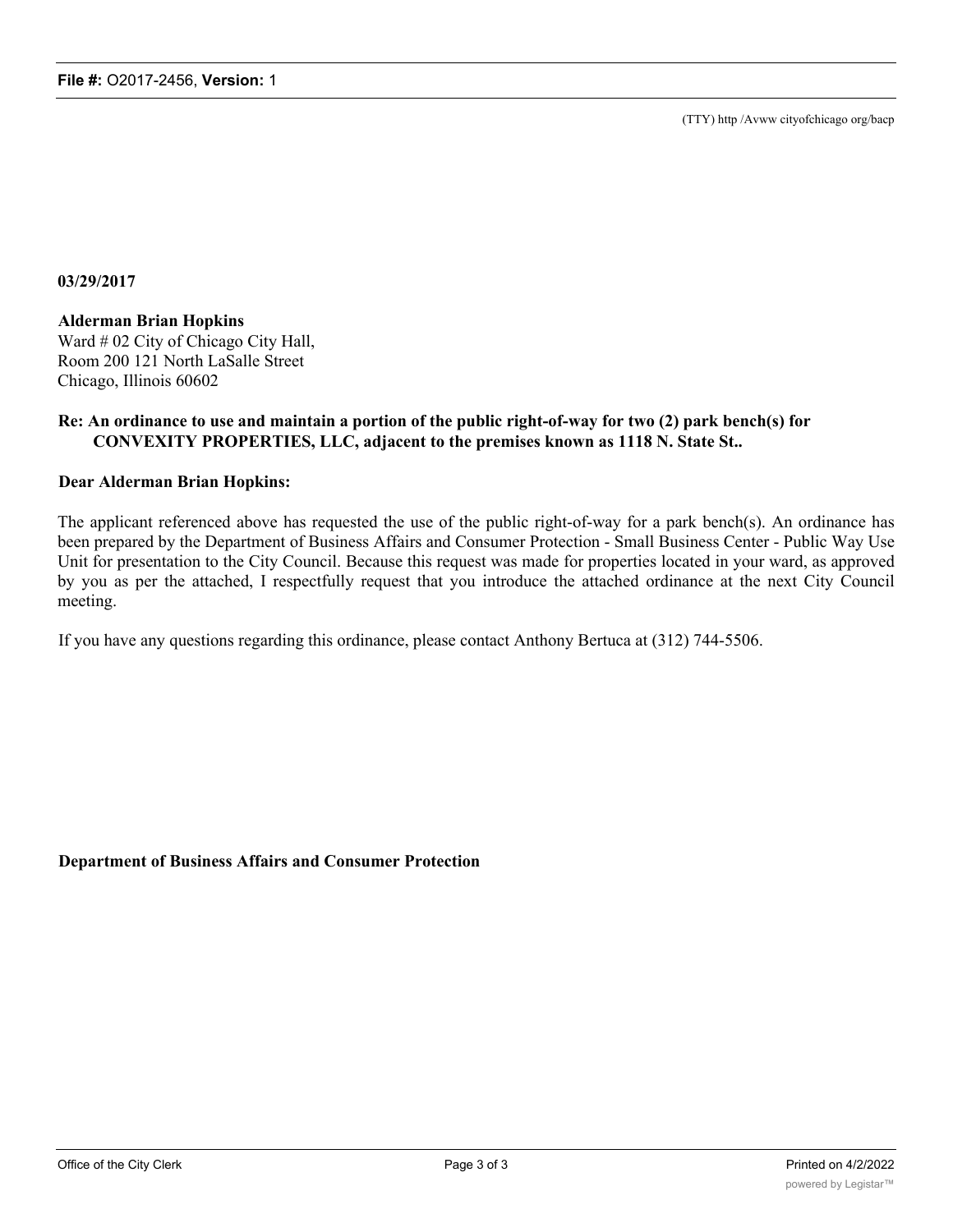(TTY) http /Avww cityofchicago org/bacp

**03/29/2017**

**Alderman Brian Hopkins**
Ward # 02 City of Chicago City Hall,
Room 200 121 North LaSalle Street
Chicago, Illinois 60602

**Re: An ordinance to use and maintain a portion of the public right-of-way for two (2) park bench(s) for CONVEXITY PROPERTIES, LLC, adjacent to the premises known as 1118 N. State St..**

**Dear Alderman Brian Hopkins:**

The applicant referenced above has requested the use of the public right-of-way for a park bench(s). An ordinance has been prepared by the Department of Business Affairs and Consumer Protection - Small Business Center - Public Way Use Unit for presentation to the City Council. Because this request was made for properties located in your ward, as approved by you as per the attached, I respectfully request that you introduce the attached ordinance at the next City Council meeting.

If you have any questions regarding this ordinance, please contact Anthony Bertuca at (312) 744-5506.

**Department of Business Affairs and Consumer Protection**